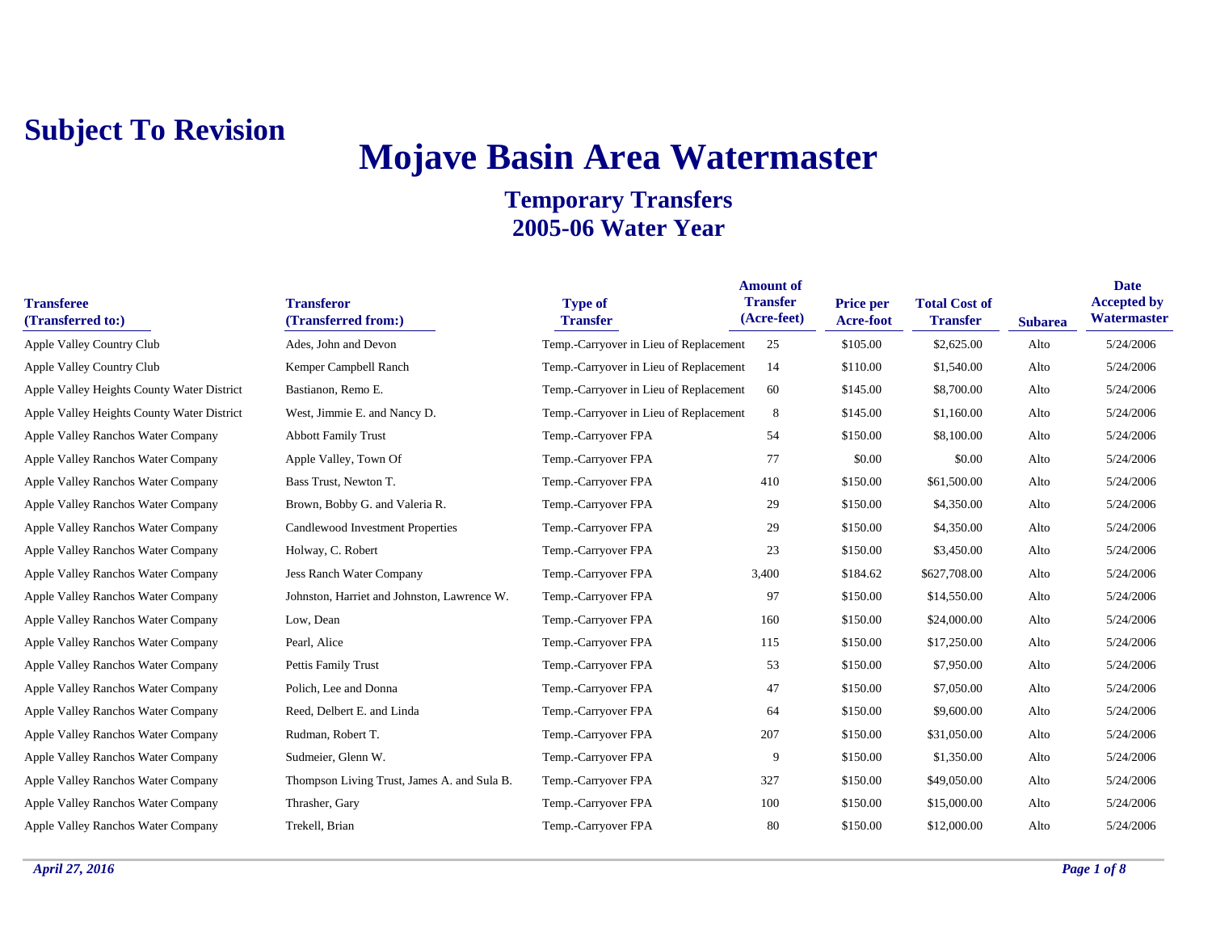**Subject To Revision**

# Mojave Basin Area Watermaster

## Temporary Transfers
## 2005-06 Water Year

| Transferee (Transferred to:) | Transferor (Transferred from:) | Type of Transfer | Amount of Transfer (Acre-feet) | Price per Acre-foot | Total Cost of Transfer | Subarea | Date Accepted by Watermaster |
|---|---|---|---|---|---|---|---|
| Apple Valley Country Club | Ades, John and Devon | Temp.-Carryover in Lieu of Replacement | 25 | $105.00 | $2,625.00 | Alto | 5/24/2006 |
| Apple Valley Country Club | Kemper Campbell Ranch | Temp.-Carryover in Lieu of Replacement | 14 | $110.00 | $1,540.00 | Alto | 5/24/2006 |
| Apple Valley Heights County Water District | Bastianon, Remo E. | Temp.-Carryover in Lieu of Replacement | 60 | $145.00 | $8,700.00 | Alto | 5/24/2006 |
| Apple Valley Heights County Water District | West, Jimmie E. and Nancy D. | Temp.-Carryover in Lieu of Replacement | 8 | $145.00 | $1,160.00 | Alto | 5/24/2006 |
| Apple Valley Ranchos Water Company | Abbott Family Trust | Temp.-Carryover FPA | 54 | $150.00 | $8,100.00 | Alto | 5/24/2006 |
| Apple Valley Ranchos Water Company | Apple Valley, Town Of | Temp.-Carryover FPA | 77 | $0.00 | $0.00 | Alto | 5/24/2006 |
| Apple Valley Ranchos Water Company | Bass Trust, Newton T. | Temp.-Carryover FPA | 410 | $150.00 | $61,500.00 | Alto | 5/24/2006 |
| Apple Valley Ranchos Water Company | Brown, Bobby G. and Valeria R. | Temp.-Carryover FPA | 29 | $150.00 | $4,350.00 | Alto | 5/24/2006 |
| Apple Valley Ranchos Water Company | Candlewood Investment Properties | Temp.-Carryover FPA | 29 | $150.00 | $4,350.00 | Alto | 5/24/2006 |
| Apple Valley Ranchos Water Company | Holway, C. Robert | Temp.-Carryover FPA | 23 | $150.00 | $3,450.00 | Alto | 5/24/2006 |
| Apple Valley Ranchos Water Company | Jess Ranch Water Company | Temp.-Carryover FPA | 3,400 | $184.62 | $627,708.00 | Alto | 5/24/2006 |
| Apple Valley Ranchos Water Company | Johnston, Harriet and Johnston, Lawrence W. | Temp.-Carryover FPA | 97 | $150.00 | $14,550.00 | Alto | 5/24/2006 |
| Apple Valley Ranchos Water Company | Low, Dean | Temp.-Carryover FPA | 160 | $150.00 | $24,000.00 | Alto | 5/24/2006 |
| Apple Valley Ranchos Water Company | Pearl, Alice | Temp.-Carryover FPA | 115 | $150.00 | $17,250.00 | Alto | 5/24/2006 |
| Apple Valley Ranchos Water Company | Pettis Family Trust | Temp.-Carryover FPA | 53 | $150.00 | $7,950.00 | Alto | 5/24/2006 |
| Apple Valley Ranchos Water Company | Polich, Lee and Donna | Temp.-Carryover FPA | 47 | $150.00 | $7,050.00 | Alto | 5/24/2006 |
| Apple Valley Ranchos Water Company | Reed, Delbert E. and Linda | Temp.-Carryover FPA | 64 | $150.00 | $9,600.00 | Alto | 5/24/2006 |
| Apple Valley Ranchos Water Company | Rudman, Robert T. | Temp.-Carryover FPA | 207 | $150.00 | $31,050.00 | Alto | 5/24/2006 |
| Apple Valley Ranchos Water Company | Sudmeier, Glenn W. | Temp.-Carryover FPA | 9 | $150.00 | $1,350.00 | Alto | 5/24/2006 |
| Apple Valley Ranchos Water Company | Thompson Living Trust, James A. and Sula B. | Temp.-Carryover FPA | 327 | $150.00 | $49,050.00 | Alto | 5/24/2006 |
| Apple Valley Ranchos Water Company | Thrasher, Gary | Temp.-Carryover FPA | 100 | $150.00 | $15,000.00 | Alto | 5/24/2006 |
| Apple Valley Ranchos Water Company | Trekell, Brian | Temp.-Carryover FPA | 80 | $150.00 | $12,000.00 | Alto | 5/24/2006 |

*April 27, 2016*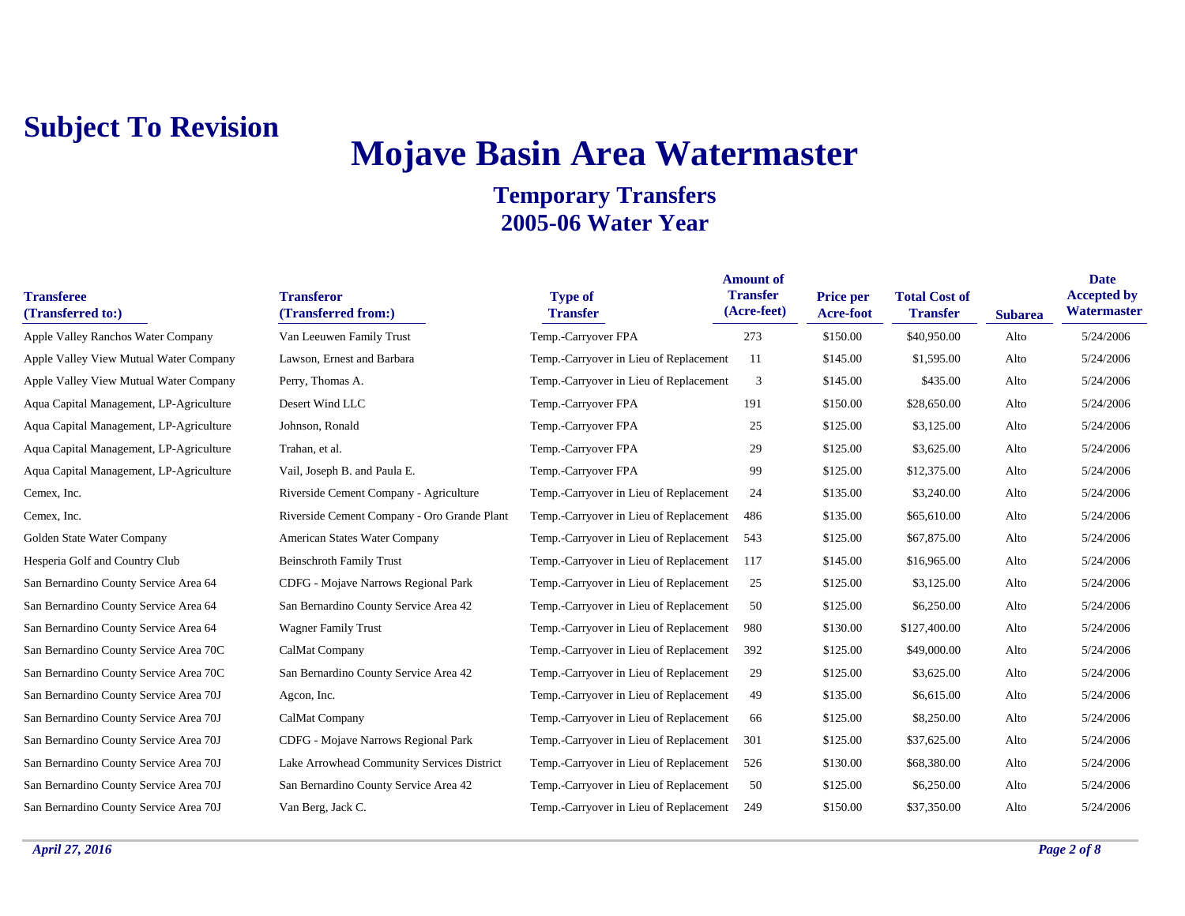**Subject To Revision**

# Mojave Basin Area Watermaster

## Temporary Transfers
## 2005-06 Water Year

| Transferee (Transferred to:) | Transferor (Transferred from:) | Type of Transfer | Amount of Transfer (Acre-feet) | Price per Acre-foot | Total Cost of Transfer | Subarea | Date Accepted by Watermaster |
|---|---|---|---|---|---|---|---|
| Apple Valley Ranchos Water Company | Van Leeuwen Family Trust | Temp.-Carryover FPA | 273 | $150.00 | $40,950.00 | Alto | 5/24/2006 |
| Apple Valley View Mutual Water Company | Lawson, Ernest and Barbara | Temp.-Carryover in Lieu of Replacement | 11 | $145.00 | $1,595.00 | Alto | 5/24/2006 |
| Apple Valley View Mutual Water Company | Perry, Thomas A. | Temp.-Carryover in Lieu of Replacement | 3 | $145.00 | $435.00 | Alto | 5/24/2006 |
| Aqua Capital Management, LP-Agriculture | Desert Wind LLC | Temp.-Carryover FPA | 191 | $150.00 | $28,650.00 | Alto | 5/24/2006 |
| Aqua Capital Management, LP-Agriculture | Johnson, Ronald | Temp.-Carryover FPA | 25 | $125.00 | $3,125.00 | Alto | 5/24/2006 |
| Aqua Capital Management, LP-Agriculture | Trahan, et al. | Temp.-Carryover FPA | 29 | $125.00 | $3,625.00 | Alto | 5/24/2006 |
| Aqua Capital Management, LP-Agriculture | Vail, Joseph B. and Paula E. | Temp.-Carryover FPA | 99 | $125.00 | $12,375.00 | Alto | 5/24/2006 |
| Cemex, Inc. | Riverside Cement Company - Agriculture | Temp.-Carryover in Lieu of Replacement | 24 | $135.00 | $3,240.00 | Alto | 5/24/2006 |
| Cemex, Inc. | Riverside Cement Company - Oro Grande Plant | Temp.-Carryover in Lieu of Replacement | 486 | $135.00 | $65,610.00 | Alto | 5/24/2006 |
| Golden State Water Company | American States Water Company | Temp.-Carryover in Lieu of Replacement | 543 | $125.00 | $67,875.00 | Alto | 5/24/2006 |
| Hesperia Golf and Country Club | Beinschroth Family Trust | Temp.-Carryover in Lieu of Replacement | 117 | $145.00 | $16,965.00 | Alto | 5/24/2006 |
| San Bernardino County Service Area 64 | CDFG - Mojave Narrows Regional Park | Temp.-Carryover in Lieu of Replacement | 25 | $125.00 | $3,125.00 | Alto | 5/24/2006 |
| San Bernardino County Service Area 64 | San Bernardino County Service Area 42 | Temp.-Carryover in Lieu of Replacement | 50 | $125.00 | $6,250.00 | Alto | 5/24/2006 |
| San Bernardino County Service Area 64 | Wagner Family Trust | Temp.-Carryover in Lieu of Replacement | 980 | $130.00 | $127,400.00 | Alto | 5/24/2006 |
| San Bernardino County Service Area 70C | CalMat Company | Temp.-Carryover in Lieu of Replacement | 392 | $125.00 | $49,000.00 | Alto | 5/24/2006 |
| San Bernardino County Service Area 70C | San Bernardino County Service Area 42 | Temp.-Carryover in Lieu of Replacement | 29 | $125.00 | $3,625.00 | Alto | 5/24/2006 |
| San Bernardino County Service Area 70J | Agcon, Inc. | Temp.-Carryover in Lieu of Replacement | 49 | $135.00 | $6,615.00 | Alto | 5/24/2006 |
| San Bernardino County Service Area 70J | CalMat Company | Temp.-Carryover in Lieu of Replacement | 66 | $125.00 | $8,250.00 | Alto | 5/24/2006 |
| San Bernardino County Service Area 70J | CDFG - Mojave Narrows Regional Park | Temp.-Carryover in Lieu of Replacement | 301 | $125.00 | $37,625.00 | Alto | 5/24/2006 |
| San Bernardino County Service Area 70J | Lake Arrowhead Community Services District | Temp.-Carryover in Lieu of Replacement | 526 | $130.00 | $68,380.00 | Alto | 5/24/2006 |
| San Bernardino County Service Area 70J | San Bernardino County Service Area 42 | Temp.-Carryover in Lieu of Replacement | 50 | $125.00 | $6,250.00 | Alto | 5/24/2006 |
| San Bernardino County Service Area 70J | Van Berg, Jack C. | Temp.-Carryover in Lieu of Replacement | 249 | $150.00 | $37,350.00 | Alto | 5/24/2006 |

*April 27, 2016*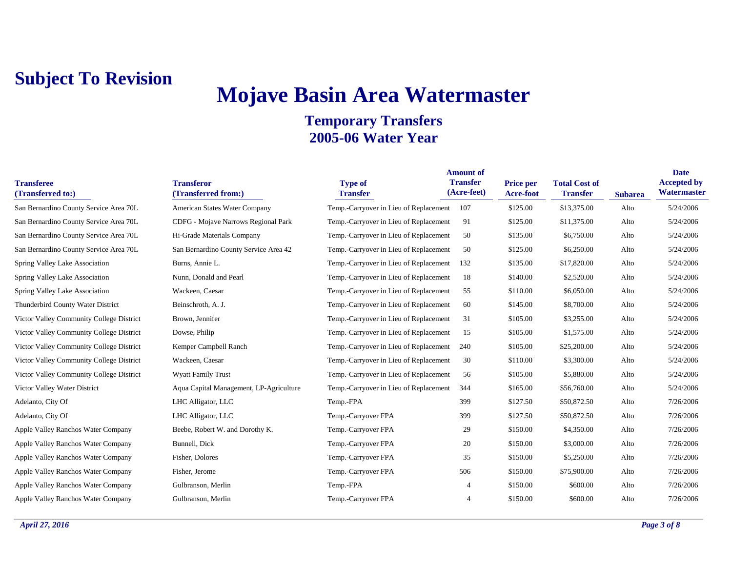**Subject To Revision**

# Mojave Basin Area Watermaster

## Temporary Transfers
## 2005-06 Water Year

| Transferee (Transferred to:) | Transferor (Transferred from:) | Type of Transfer | Amount of Transfer (Acre-feet) | Price per Acre-foot | Total Cost of Transfer | Subarea | Date Accepted by Watermaster |
|---|---|---|---|---|---|---|---|
| San Bernardino County Service Area 70L | American States Water Company | Temp.-Carryover in Lieu of Replacement | 107 | $125.00 | $13,375.00 | Alto | 5/24/2006 |
| San Bernardino County Service Area 70L | CDFG - Mojave Narrows Regional Park | Temp.-Carryover in Lieu of Replacement | 91 | $125.00 | $11,375.00 | Alto | 5/24/2006 |
| San Bernardino County Service Area 70L | Hi-Grade Materials Company | Temp.-Carryover in Lieu of Replacement | 50 | $135.00 | $6,750.00 | Alto | 5/24/2006 |
| San Bernardino County Service Area 70L | San Bernardino County Service Area 42 | Temp.-Carryover in Lieu of Replacement | 50 | $125.00 | $6,250.00 | Alto | 5/24/2006 |
| Spring Valley Lake Association | Burns, Annie L. | Temp.-Carryover in Lieu of Replacement | 132 | $135.00 | $17,820.00 | Alto | 5/24/2006 |
| Spring Valley Lake Association | Nunn, Donald and Pearl | Temp.-Carryover in Lieu of Replacement | 18 | $140.00 | $2,520.00 | Alto | 5/24/2006 |
| Spring Valley Lake Association | Wackeen, Caesar | Temp.-Carryover in Lieu of Replacement | 55 | $110.00 | $6,050.00 | Alto | 5/24/2006 |
| Thunderbird County Water District | Beinschroth, A. J. | Temp.-Carryover in Lieu of Replacement | 60 | $145.00 | $8,700.00 | Alto | 5/24/2006 |
| Victor Valley Community College District | Brown, Jennifer | Temp.-Carryover in Lieu of Replacement | 31 | $105.00 | $3,255.00 | Alto | 5/24/2006 |
| Victor Valley Community College District | Dowse, Philip | Temp.-Carryover in Lieu of Replacement | 15 | $105.00 | $1,575.00 | Alto | 5/24/2006 |
| Victor Valley Community College District | Kemper Campbell Ranch | Temp.-Carryover in Lieu of Replacement | 240 | $105.00 | $25,200.00 | Alto | 5/24/2006 |
| Victor Valley Community College District | Wackeen, Caesar | Temp.-Carryover in Lieu of Replacement | 30 | $110.00 | $3,300.00 | Alto | 5/24/2006 |
| Victor Valley Community College District | Wyatt Family Trust | Temp.-Carryover in Lieu of Replacement | 56 | $105.00 | $5,880.00 | Alto | 5/24/2006 |
| Victor Valley Water District | Aqua Capital Management, LP-Agriculture | Temp.-Carryover in Lieu of Replacement | 344 | $165.00 | $56,760.00 | Alto | 5/24/2006 |
| Adelanto, City Of | LHC Alligator, LLC | Temp.-FPA | 399 | $127.50 | $50,872.50 | Alto | 7/26/2006 |
| Adelanto, City Of | LHC Alligator, LLC | Temp.-Carryover FPA | 399 | $127.50 | $50,872.50 | Alto | 7/26/2006 |
| Apple Valley Ranchos Water Company | Beebe, Robert W. and Dorothy K. | Temp.-Carryover FPA | 29 | $150.00 | $4,350.00 | Alto | 7/26/2006 |
| Apple Valley Ranchos Water Company | Bunnell, Dick | Temp.-Carryover FPA | 20 | $150.00 | $3,000.00 | Alto | 7/26/2006 |
| Apple Valley Ranchos Water Company | Fisher, Dolores | Temp.-Carryover FPA | 35 | $150.00 | $5,250.00 | Alto | 7/26/2006 |
| Apple Valley Ranchos Water Company | Fisher, Jerome | Temp.-Carryover FPA | 506 | $150.00 | $75,900.00 | Alto | 7/26/2006 |
| Apple Valley Ranchos Water Company | Gulbranson, Merlin | Temp.-FPA | 4 | $150.00 | $600.00 | Alto | 7/26/2006 |
| Apple Valley Ranchos Water Company | Gulbranson, Merlin | Temp.-Carryover FPA | 4 | $150.00 | $600.00 | Alto | 7/26/2006 |

*April 27, 2016*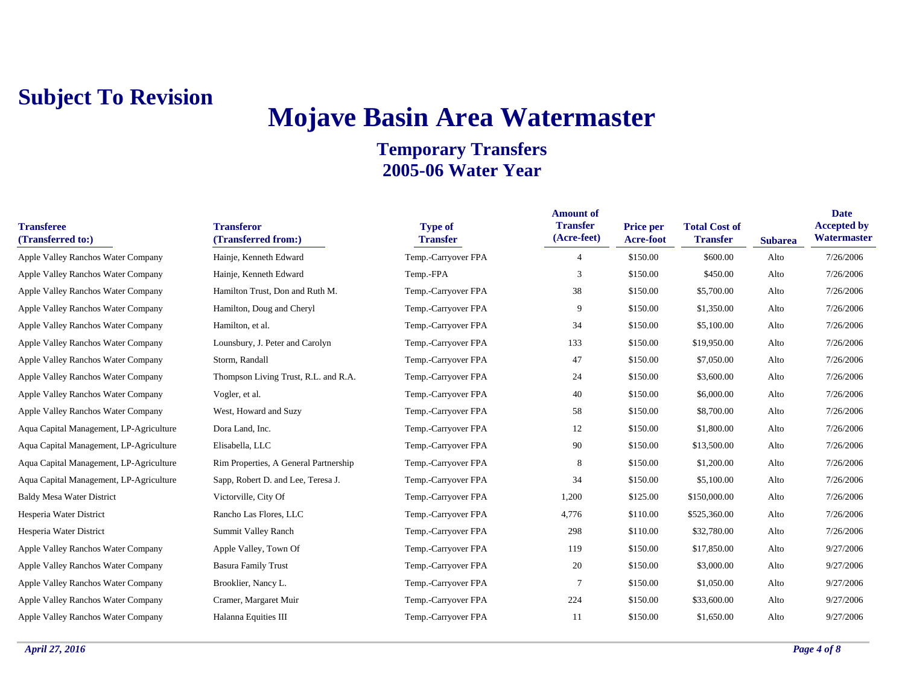**Subject To Revision**

# Mojave Basin Area Watermaster

## Temporary Transfers
## 2005-06 Water Year

| Transferee (Transferred to:) | Transferor (Transferred from:) | Type of Transfer | Amount of Transfer (Acre-feet) | Price per Acre-foot | Total Cost of Transfer | Subarea | Date Accepted by Watermaster |
|---|---|---|---|---|---|---|---|
| Apple Valley Ranchos Water Company | Hainje, Kenneth Edward | Temp.-Carryover FPA | 4 | $150.00 | $600.00 | Alto | 7/26/2006 |
| Apple Valley Ranchos Water Company | Hainje, Kenneth Edward | Temp.-FPA | 3 | $150.00 | $450.00 | Alto | 7/26/2006 |
| Apple Valley Ranchos Water Company | Hamilton Trust, Don and Ruth M. | Temp.-Carryover FPA | 38 | $150.00 | $5,700.00 | Alto | 7/26/2006 |
| Apple Valley Ranchos Water Company | Hamilton, Doug and Cheryl | Temp.-Carryover FPA | 9 | $150.00 | $1,350.00 | Alto | 7/26/2006 |
| Apple Valley Ranchos Water Company | Hamilton, et al. | Temp.-Carryover FPA | 34 | $150.00 | $5,100.00 | Alto | 7/26/2006 |
| Apple Valley Ranchos Water Company | Lounsbury, J. Peter and Carolyn | Temp.-Carryover FPA | 133 | $150.00 | $19,950.00 | Alto | 7/26/2006 |
| Apple Valley Ranchos Water Company | Storm, Randall | Temp.-Carryover FPA | 47 | $150.00 | $7,050.00 | Alto | 7/26/2006 |
| Apple Valley Ranchos Water Company | Thompson Living Trust, R.L. and R.A. | Temp.-Carryover FPA | 24 | $150.00 | $3,600.00 | Alto | 7/26/2006 |
| Apple Valley Ranchos Water Company | Vogler, et al. | Temp.-Carryover FPA | 40 | $150.00 | $6,000.00 | Alto | 7/26/2006 |
| Apple Valley Ranchos Water Company | West, Howard and Suzy | Temp.-Carryover FPA | 58 | $150.00 | $8,700.00 | Alto | 7/26/2006 |
| Aqua Capital Management, LP-Agriculture | Dora Land, Inc. | Temp.-Carryover FPA | 12 | $150.00 | $1,800.00 | Alto | 7/26/2006 |
| Aqua Capital Management, LP-Agriculture | Elisabella, LLC | Temp.-Carryover FPA | 90 | $150.00 | $13,500.00 | Alto | 7/26/2006 |
| Aqua Capital Management, LP-Agriculture | Rim Properties, A General Partnership | Temp.-Carryover FPA | 8 | $150.00 | $1,200.00 | Alto | 7/26/2006 |
| Aqua Capital Management, LP-Agriculture | Sapp, Robert D. and Lee, Teresa J. | Temp.-Carryover FPA | 34 | $150.00 | $5,100.00 | Alto | 7/26/2006 |
| Baldy Mesa Water District | Victorville, City Of | Temp.-Carryover FPA | 1,200 | $125.00 | $150,000.00 | Alto | 7/26/2006 |
| Hesperia Water District | Rancho Las Flores, LLC | Temp.-Carryover FPA | 4,776 | $110.00 | $525,360.00 | Alto | 7/26/2006 |
| Hesperia Water District | Summit Valley Ranch | Temp.-Carryover FPA | 298 | $110.00 | $32,780.00 | Alto | 7/26/2006 |
| Apple Valley Ranchos Water Company | Apple Valley, Town Of | Temp.-Carryover FPA | 119 | $150.00 | $17,850.00 | Alto | 9/27/2006 |
| Apple Valley Ranchos Water Company | Basura Family Trust | Temp.-Carryover FPA | 20 | $150.00 | $3,000.00 | Alto | 9/27/2006 |
| Apple Valley Ranchos Water Company | Brooklier, Nancy L. | Temp.-Carryover FPA | 7 | $150.00 | $1,050.00 | Alto | 9/27/2006 |
| Apple Valley Ranchos Water Company | Cramer, Margaret Muir | Temp.-Carryover FPA | 224 | $150.00 | $33,600.00 | Alto | 9/27/2006 |
| Apple Valley Ranchos Water Company | Halanna Equities III | Temp.-Carryover FPA | 11 | $150.00 | $1,650.00 | Alto | 9/27/2006 |

*April 27, 2016*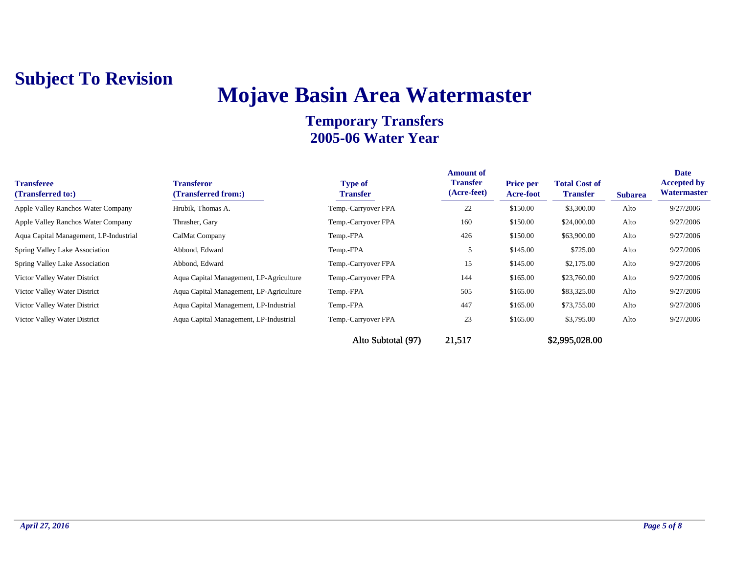**Subject To Revision**

# Mojave Basin Area Watermaster

## Temporary Transfers
## 2005-06 Water Year

| Transferee (Transferred to:) | Transferor (Transferred from:) | Type of Transfer | Amount of Transfer (Acre-feet) | Price per Acre-foot | Total Cost of Transfer | Subarea | Date Accepted by Watermaster |
|---|---|---|---|---|---|---|---|
| Apple Valley Ranchos Water Company | Hrubik, Thomas A. | Temp.-Carryover FPA | 22 | $150.00 | $3,300.00 | Alto | 9/27/2006 |
| Apple Valley Ranchos Water Company | Thrasher, Gary | Temp.-Carryover FPA | 160 | $150.00 | $24,000.00 | Alto | 9/27/2006 |
| Aqua Capital Management, LP-Industrial | CalMat Company | Temp.-FPA | 426 | $150.00 | $63,900.00 | Alto | 9/27/2006 |
| Spring Valley Lake Association | Abbond, Edward | Temp.-FPA | 5 | $145.00 | $725.00 | Alto | 9/27/2006 |
| Spring Valley Lake Association | Abbond, Edward | Temp.-Carryover FPA | 15 | $145.00 | $2,175.00 | Alto | 9/27/2006 |
| Victor Valley Water District | Aqua Capital Management, LP-Agriculture | Temp.-Carryover FPA | 144 | $165.00 | $23,760.00 | Alto | 9/27/2006 |
| Victor Valley Water District | Aqua Capital Management, LP-Agriculture | Temp.-FPA | 505 | $165.00 | $83,325.00 | Alto | 9/27/2006 |
| Victor Valley Water District | Aqua Capital Management, LP-Industrial | Temp.-FPA | 447 | $165.00 | $73,755.00 | Alto | 9/27/2006 |
| Victor Valley Water District | Aqua Capital Management, LP-Industrial | Temp.-Carryover FPA | 23 | $165.00 | $3,795.00 | Alto | 9/27/2006 |
| | | Alto Subtotal (97) | 21,517 | | $2,995,028.00 | | |

*April 27, 2016*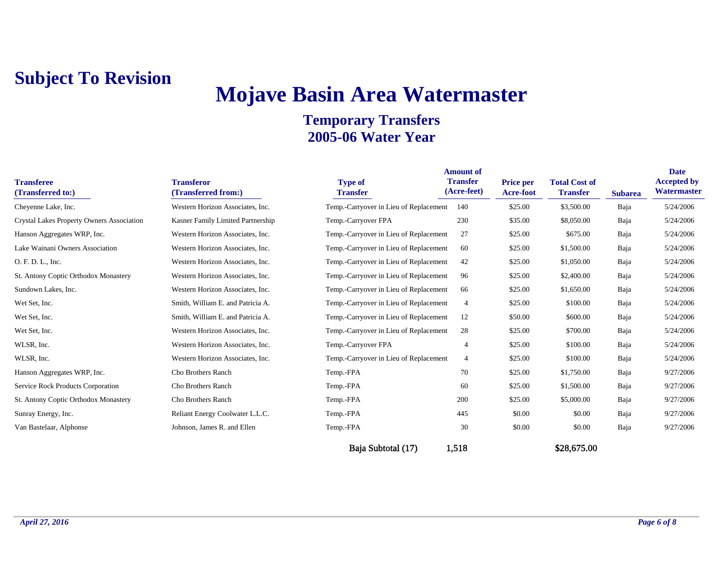**Subject To Revision**

# Mojave Basin Area Watermaster

## Temporary Transfers
## 2005-06 Water Year

| Transferee (Transferred to:) | Transferor (Transferred from:) | Type of Transfer | Amount of Transfer (Acre-feet) | Price per Acre-foot | Total Cost of Transfer | Subarea | Date Accepted by Watermaster |
|---|---|---|---|---|---|---|---|
| Cheyenne Lake, Inc. | Western Horizon Associates, Inc. | Temp.-Carryover in Lieu of Replacement | 140 | $25.00 | $3,500.00 | Baja | 5/24/2006 |
| Crystal Lakes Property Owners Association | Kasner Family Limited Partnership | Temp.-Carryover FPA | 230 | $35.00 | $8,050.00 | Baja | 5/24/2006 |
| Hanson Aggregates WRP, Inc. | Western Horizon Associates, Inc. | Temp.-Carryover in Lieu of Replacement | 27 | $25.00 | $675.00 | Baja | 5/24/2006 |
| Lake Wainani Owners Association | Western Horizon Associates, Inc. | Temp.-Carryover in Lieu of Replacement | 60 | $25.00 | $1,500.00 | Baja | 5/24/2006 |
| O. F. D. L., Inc. | Western Horizon Associates, Inc. | Temp.-Carryover in Lieu of Replacement | 42 | $25.00 | $1,050.00 | Baja | 5/24/2006 |
| St. Antony Coptic Orthodox Monastery | Western Horizon Associates, Inc. | Temp.-Carryover in Lieu of Replacement | 96 | $25.00 | $2,400.00 | Baja | 5/24/2006 |
| Sundown Lakes, Inc. | Western Horizon Associates, Inc. | Temp.-Carryover in Lieu of Replacement | 66 | $25.00 | $1,650.00 | Baja | 5/24/2006 |
| Wet Set, Inc. | Smith, William E. and Patricia A. | Temp.-Carryover in Lieu of Replacement | 4 | $25.00 | $100.00 | Baja | 5/24/2006 |
| Wet Set, Inc. | Smith, William E. and Patricia A. | Temp.-Carryover in Lieu of Replacement | 12 | $50.00 | $600.00 | Baja | 5/24/2006 |
| Wet Set, Inc. | Western Horizon Associates, Inc. | Temp.-Carryover in Lieu of Replacement | 28 | $25.00 | $700.00 | Baja | 5/24/2006 |
| WLSR, Inc. | Western Horizon Associates, Inc. | Temp.-Carryover FPA | 4 | $25.00 | $100.00 | Baja | 5/24/2006 |
| WLSR, Inc. | Western Horizon Associates, Inc. | Temp.-Carryover in Lieu of Replacement | 4 | $25.00 | $100.00 | Baja | 5/24/2006 |
| Hanson Aggregates WRP, Inc. | Cho Brothers Ranch | Temp.-FPA | 70 | $25.00 | $1,750.00 | Baja | 9/27/2006 |
| Service Rock Products Corporation | Cho Brothers Ranch | Temp.-FPA | 60 | $25.00 | $1,500.00 | Baja | 9/27/2006 |
| St. Antony Coptic Orthodox Monastery | Cho Brothers Ranch | Temp.-FPA | 200 | $25.00 | $5,000.00 | Baja | 9/27/2006 |
| Sunray Energy, Inc. | Reliant Energy Coolwater L.L.C. | Temp.-FPA | 445 | $0.00 | $0.00 | Baja | 9/27/2006 |
| Van Bastelaar, Alphonse | Johnson, James R. and Ellen | Temp.-FPA | 30 | $0.00 | $0.00 | Baja | 9/27/2006 |
| | | Baja Subtotal (17) | 1,518 | | $28,675.00 | | |

*April 27, 2016*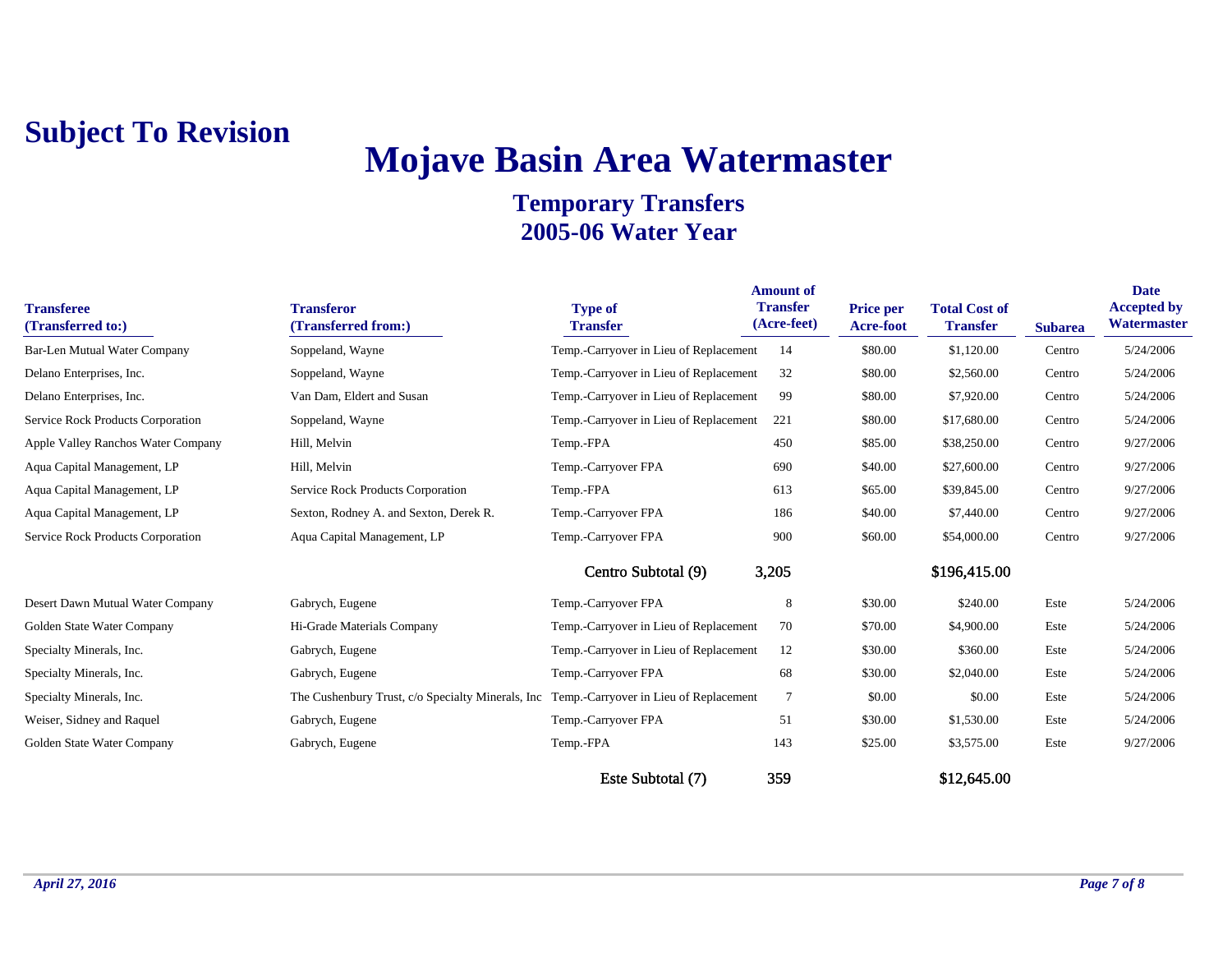**Subject To Revision**

# Mojave Basin Area Watermaster

## Temporary Transfers
## 2005-06 Water Year

| Transferee (Transferred to:) | Transferor (Transferred from:) | Type of Transfer | Amount of Transfer (Acre-feet) | Price per Acre-foot | Total Cost of Transfer | Subarea | Date Accepted by Watermaster |
|---|---|---|---|---|---|---|---|
| Bar-Len Mutual Water Company | Soppeland, Wayne | Temp.-Carryover in Lieu of Replacement | 14 | $80.00 | $1,120.00 | Centro | 5/24/2006 |
| Delano Enterprises, Inc. | Soppeland, Wayne | Temp.-Carryover in Lieu of Replacement | 32 | $80.00 | $2,560.00 | Centro | 5/24/2006 |
| Delano Enterprises, Inc. | Van Dam, Eldert and Susan | Temp.-Carryover in Lieu of Replacement | 99 | $80.00 | $7,920.00 | Centro | 5/24/2006 |
| Service Rock Products Corporation | Soppeland, Wayne | Temp.-Carryover in Lieu of Replacement | 221 | $80.00 | $17,680.00 | Centro | 5/24/2006 |
| Apple Valley Ranchos Water Company | Hill, Melvin | Temp.-FPA | 450 | $85.00 | $38,250.00 | Centro | 9/27/2006 |
| Aqua Capital Management, LP | Hill, Melvin | Temp.-Carryover FPA | 690 | $40.00 | $27,600.00 | Centro | 9/27/2006 |
| Aqua Capital Management, LP | Service Rock Products Corporation | Temp.-FPA | 613 | $65.00 | $39,845.00 | Centro | 9/27/2006 |
| Aqua Capital Management, LP | Sexton, Rodney A. and Sexton, Derek R. | Temp.-Carryover FPA | 186 | $40.00 | $7,440.00 | Centro | 9/27/2006 |
| Service Rock Products Corporation | Aqua Capital Management, LP | Temp.-Carryover FPA | 900 | $60.00 | $54,000.00 | Centro | 9/27/2006 |
| | | Centro Subtotal (9) | 3,205 | | $196,415.00 | | |
| Desert Dawn Mutual Water Company | Gabrych, Eugene | Temp.-Carryover FPA | 8 | $30.00 | $240.00 | Este | 5/24/2006 |
| Golden State Water Company | Hi-Grade Materials Company | Temp.-Carryover in Lieu of Replacement | 70 | $70.00 | $4,900.00 | Este | 5/24/2006 |
| Specialty Minerals, Inc. | Gabrych, Eugene | Temp.-Carryover in Lieu of Replacement | 12 | $30.00 | $360.00 | Este | 5/24/2006 |
| Specialty Minerals, Inc. | Gabrych, Eugene | Temp.-Carryover FPA | 68 | $30.00 | $2,040.00 | Este | 5/24/2006 |
| Specialty Minerals, Inc. | The Cushenbury Trust, c/o Specialty Minerals, Inc | Temp.-Carryover in Lieu of Replacement | 7 | $0.00 | $0.00 | Este | 5/24/2006 |
| Weiser, Sidney and Raquel | Gabrych, Eugene | Temp.-Carryover FPA | 51 | $30.00 | $1,530.00 | Este | 5/24/2006 |
| Golden State Water Company | Gabrych, Eugene | Temp.-FPA | 143 | $25.00 | $3,575.00 | Este | 9/27/2006 |
| | | Este Subtotal (7) | 359 | | $12,645.00 | | |

*April 27, 2016*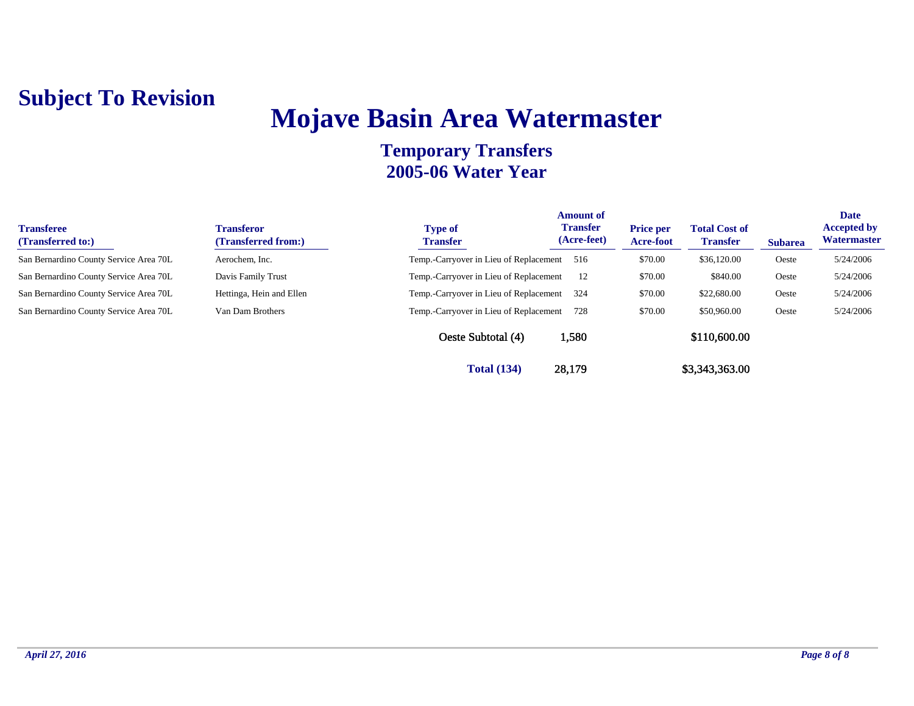**Subject To Revision**

# Mojave Basin Area Watermaster

## Temporary Transfers
## 2005-06 Water Year

| Transferee (Transferred to:) | Transferor (Transferred from:) | Type of Transfer | Amount of Transfer (Acre-feet) | Price per Acre-foot | Total Cost of Transfer | Subarea | Date Accepted by Watermaster |
|---|---|---|---|---|---|---|---|
| San Bernardino County Service Area 70L | Aerochem, Inc. | Temp.-Carryover in Lieu of Replacement | 516 | $70.00 | $36,120.00 | Oeste | 5/24/2006 |
| San Bernardino County Service Area 70L | Davis Family Trust | Temp.-Carryover in Lieu of Replacement | 12 | $70.00 | $840.00 | Oeste | 5/24/2006 |
| San Bernardino County Service Area 70L | Hettinga, Hein and Ellen | Temp.-Carryover in Lieu of Replacement | 324 | $70.00 | $22,680.00 | Oeste | 5/24/2006 |
| San Bernardino County Service Area 70L | Van Dam Brothers | Temp.-Carryover in Lieu of Replacement | 728 | $70.00 | $50,960.00 | Oeste | 5/24/2006 |
| | | Oeste Subtotal (4) | 1,580 | | $110,600.00 | | |
| | | **Total (134)** | 28,179 | | $3,343,363.00 | | |

*April 27, 2016*